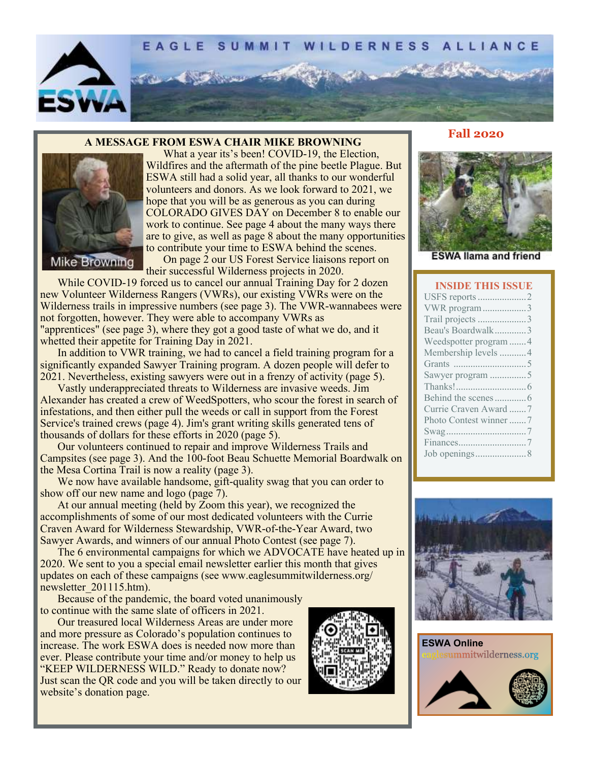# EAGLE SUMMIT WILDERNESS ALLIANCE

ESWA

**Fall 2020**

## A MESSAGE FROM ESWA CHAIR MIKE BROWNING

Mike Browning

What a year its's been! COVID-19, the Election, Wildfires and the aftermath of the pine beetle Plague. But ESWA still had a solid year, all thanks to our wonderful volunteers and donors. As we look forward to 2021, we hope that you will be as generous as you can during COLORADO GIVES DAY on December 8 to enable our work to continue. See page 4 about the many ways there are to give, as well as page 8 about the many opportunities to contribute your time to ESWA behind the scenes.

On page 2 our US Forest Service liaisons report on their successful Wilderness projects in 2020.

While COVID-19 forced us to cancel our annual Training Day for 2 dozen new Volunteer Wilderness Rangers (VWRs), our existing VWRs were on the Wilderness trails in impressive numbers (see page 3). The VWR-wannabees were not forgotten, however. They were able to accompany VWRs as "apprentices" (see page 3), where they got a good taste of what we do, and it whetted their appetite for Training Day in 2021.

In addition to VWR training, we had to cancel a field training program for a significantly expanded Sawyer Training program. A dozen people will defer to 2021. Nevertheless, existing sawyers were out in a frenzy of activity (page 5).

Vastly underappreciated threats to Wilderness are invasive weeds. Jim Alexander has created a crew of WeedSpotters, who scour the forest in search of infestations, and then either pull the weeds or call in support from the Forest Service's trained crews (page 4). Jim's grant writing skills generated tens of thousands of dollars for these efforts in 2020 (page 5).

Our volunteers continued to repair and improve Wilderness Trails and Campsites (see page 3). And the 100-foot Beau Schuette Memorial Boardwalk on the Mesa Cortina Trail is now a reality (page 3).

We now have available handsome, gift-quality swag that you can order to show off our new name and logo (page 7).

At our annual meeting (held by Zoom this year), we recognized the accomplishments of some of our most dedicated volunteers with the Currie Craven Award for Wilderness Stewardship, VWR-of-the-Year Award, two Sawyer Awards, and winners of our annual Photo Contest (see page 7).

The 6 environmental campaigns for which we ADVOCATE have heated up in 2020. We sent to you a special email newsletter earlier this month that gives updates on each of these campaigns (see www.eaglesummitwilderness.org/newsletter_201115.htm).

Because of the pandemic, the board voted unanimously to continue with the same slate of officers in 2021.

Our treasured local Wilderness Areas are under more and more pressure as Colorado's population continues to increase. The work ESWA does is needed now more than ever. Please contribute your time and/or money to help us "KEEP WILDERNESS WILD." Ready to donate now? Just scan the QR code and you will be taken directly to our website's donation page.

SCAN ME

ESWA llama and friend

### INSIDE THIS ISSUE

- USFS reports .................... 2
- VWR program .................. 3
- Trail projects .................... 3
- Beau's Boardwalk ............. 3
- Weedspotter program ....... 4
- Membership levels ........... 4
- Grants .............................. 5
- Sawyer program ............... 5
- Thanks! ............................. 6
- Behind the scenes ............. 6
- Currie Craven Award ....... 7
- Photo Contest winner ....... 7
- Swag ................................. 7
- Finances ............................ 7
- Job openings ..................... 8

**ESWA Online**
eaglesummitwilderness.org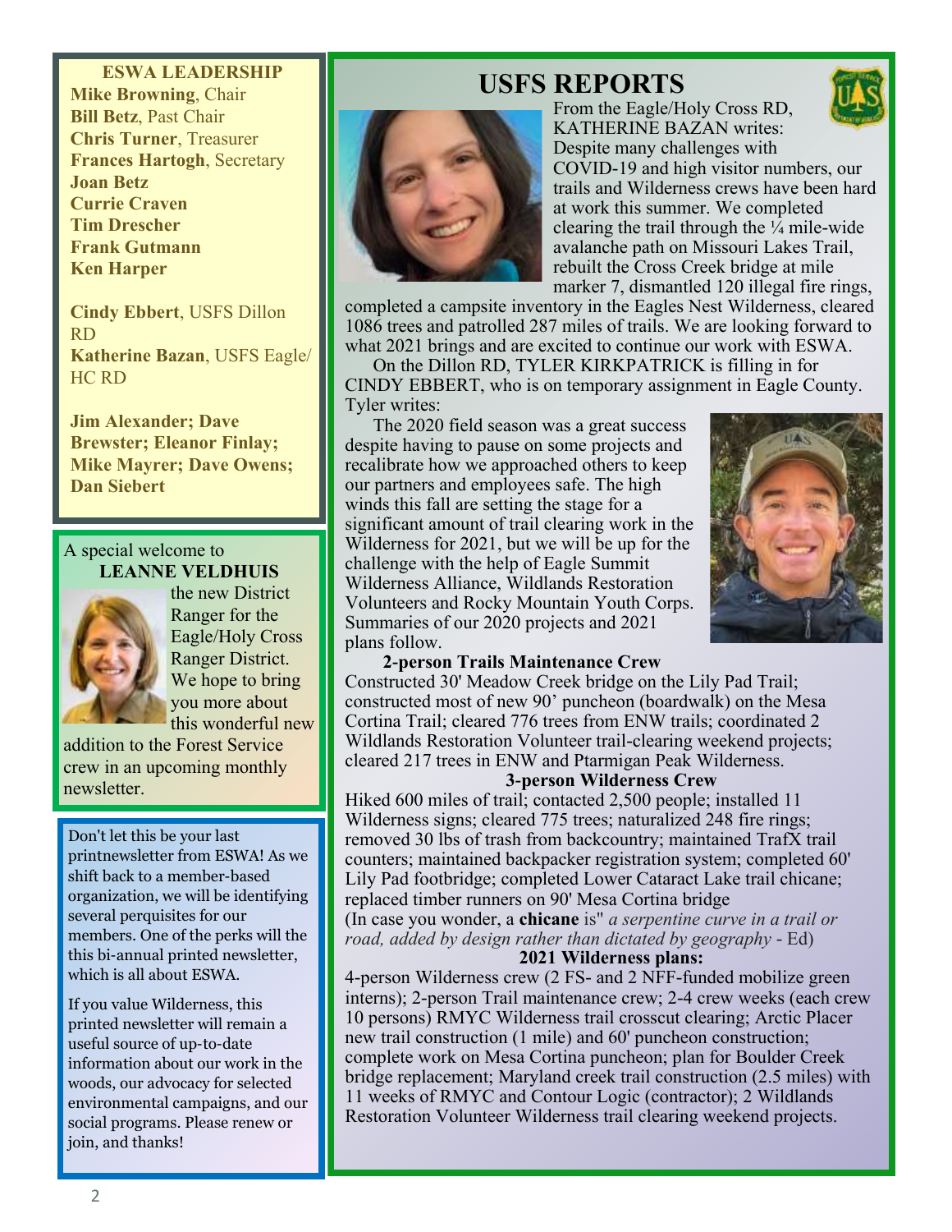**ESWA LEADERSHIP**

**Mike Browning**, Chair
**Bill Betz**, Past Chair
**Chris Turner**, Treasurer
**Frances Hartogh**, Secretary
**Joan Betz**
**Currie Craven**
**Tim Drescher**
**Frank Gutmann**
**Ken Harper**

**Cindy Ebbert**, USFS Dillon RD
**Katherine Bazan**, USFS Eagle/HC RD

**Jim Alexander; Dave Brewster; Eleanor Finlay; Mike Mayrer; Dave Owens; Dan Siebert**

A special welcome to **LEANNE VELDHUIS** the new District Ranger for the Eagle/Holy Cross Ranger District. We hope to bring you more about this wonderful new addition to the Forest Service crew in an upcoming monthly newsletter.

Don't let this be your last printnewsletter from ESWA! As we shift back to a member-based organization, we will be identifying several perquisites for our members. One of the perks will the this bi-annual printed newsletter, which is all about ESWA.

If you value Wilderness, this printed newsletter will remain a useful source of up-to-date information about our work in the woods, our advocacy for selected environmental campaigns, and our social programs. Please renew or join, and thanks!

# USFS REPORTS

From the Eagle/Holy Cross RD, KATHERINE BAZAN writes: Despite many challenges with COVID-19 and high visitor numbers, our trails and Wilderness crews have been hard at work this summer. We completed clearing the trail through the ¼ mile-wide avalanche path on Missouri Lakes Trail, rebuilt the Cross Creek bridge at mile marker 7, dismantled 120 illegal fire rings, completed a campsite inventory in the Eagles Nest Wilderness, cleared 1086 trees and patrolled 287 miles of trails. We are looking forward to what 2021 brings and are excited to continue our work with ESWA.

On the Dillon RD, TYLER KIRKPATRICK is filling in for CINDY EBBERT, who is on temporary assignment in Eagle County. Tyler writes:

The 2020 field season was a great success despite having to pause on some projects and recalibrate how we approached others to keep our partners and employees safe. The high winds this fall are setting the stage for a significant amount of trail clearing work in the Wilderness for 2021, but we will be up for the challenge with the help of Eagle Summit Wilderness Alliance, Wildlands Restoration Volunteers and Rocky Mountain Youth Corps. Summaries of our 2020 projects and 2021 plans follow.

**2-person Trails Maintenance Crew**

Constructed 30' Meadow Creek bridge on the Lily Pad Trail; constructed most of new 90' puncheon (boardwalk) on the Mesa Cortina Trail; cleared 776 trees from ENW trails; coordinated 2 Wildlands Restoration Volunteer trail-clearing weekend projects; cleared 217 trees in ENW and Ptarmigan Peak Wilderness.

**3-person Wilderness Crew**

Hiked 600 miles of trail; contacted 2,500 people; installed 11 Wilderness signs; cleared 775 trees; naturalized 248 fire rings; removed 30 lbs of trash from backcountry; maintained TrafX trail counters; maintained backpacker registration system; completed 60' Lily Pad footbridge; completed Lower Cataract Lake trail chicane; replaced timber runners on 90' Mesa Cortina bridge

(In case you wonder, a **chicane** is" *a serpentine curve in a trail or road, added by design rather than dictated by geography* - Ed)

**2021 Wilderness plans:**

4-person Wilderness crew (2 FS- and 2 NFF-funded mobilize green interns); 2-person Trail maintenance crew; 2-4 crew weeks (each crew 10 persons) RMYC Wilderness trail crosscut clearing; Arctic Placer new trail construction (1 mile) and 60' puncheon construction; complete work on Mesa Cortina puncheon; plan for Boulder Creek bridge replacement; Maryland creek trail construction (2.5 miles) with 11 weeks of RMYC and Contour Logic (contractor); 2 Wildlands Restoration Volunteer Wilderness trail clearing weekend projects.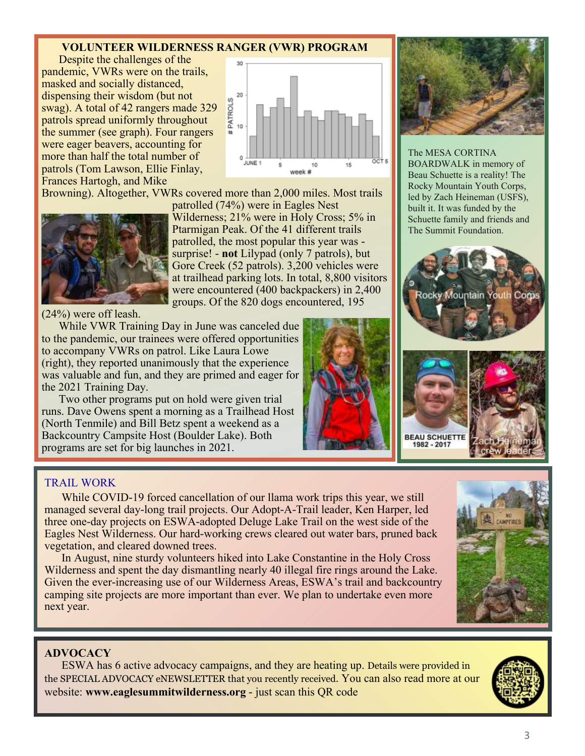## VOLUNTEER WILDERNESS RANGER (VWR) PROGRAM

Despite the challenges of the pandemic, VWRs were on the trails, masked and socially distanced, dispensing their wisdom (but not swag). A total of 42 rangers made 329 patrols spread uniformly throughout the summer (see graph). Four rangers were eager beavers, accounting for more than half the total number of patrols (Tom Lawson, Ellie Finlay, Frances Hartogh, and Mike Browning). Altogether, VWRs covered more than 2,000 miles. Most trails patrolled (74%) were in Eagles Nest Wilderness; 21% were in Holy Cross; 5% in Ptarmigan Peak. Of the 41 different trails patrolled, the most popular this year was - surprise! - **not** Lilypad (only 7 patrols), but Gore Creek (52 patrols). 3,200 vehicles were at trailhead parking lots. In total, 8,800 visitors were encountered (400 backpackers) in 2,400 groups. Of the 820 dogs encountered, 195 (24%) were off leash.

While VWR Training Day in June was canceled due to the pandemic, our trainees were offered opportunities to accompany VWRs on patrol. Like Laura Lowe (right), they reported unanimously that the experience was valuable and fun, and they are primed and eager for the 2021 Training Day.

Two other programs put on hold were given trial runs. Dave Owens spent a morning as a Trailhead Host (North Tenmile) and Bill Betz spent a weekend as a Backcountry Campsite Host (Boulder Lake). Both programs are set for big launches in 2021.

The MESA CORTINA BOARDWALK in memory of Beau Schuette is a reality! The Rocky Mountain Youth Corps, led by Zach Heineman (USFS), built it. It was funded by the Schuette family and friends and The Summit Foundation.

Rocky Mountain Youth Corps

BEAU SCHUETTE 1982 - 2017

Zach Heineman crew leader

## TRAIL WORK

While COVID-19 forced cancellation of our llama work trips this year, we still managed several day-long trail projects. Our Adopt-A-Trail leader, Ken Harper, led three one-day projects on ESWA-adopted Deluge Lake Trail on the west side of the Eagles Nest Wilderness. Our hard-working crews cleared out water bars, pruned back vegetation, and cleared downed trees.

In August, nine sturdy volunteers hiked into Lake Constantine in the Holy Cross Wilderness and spent the day dismantling nearly 40 illegal fire rings around the Lake. Given the ever-increasing use of our Wilderness Areas, ESWA's trail and backcountry camping site projects are more important than ever. We plan to undertake even more next year.

## ADVOCACY

ESWA has 6 active advocacy campaigns, and they are heating up. Details were provided in the SPECIAL ADVOCACY eNEWSLETTER that you recently received. You can also read more at our website: **www.eaglesummitwilderness.org** - just scan this QR code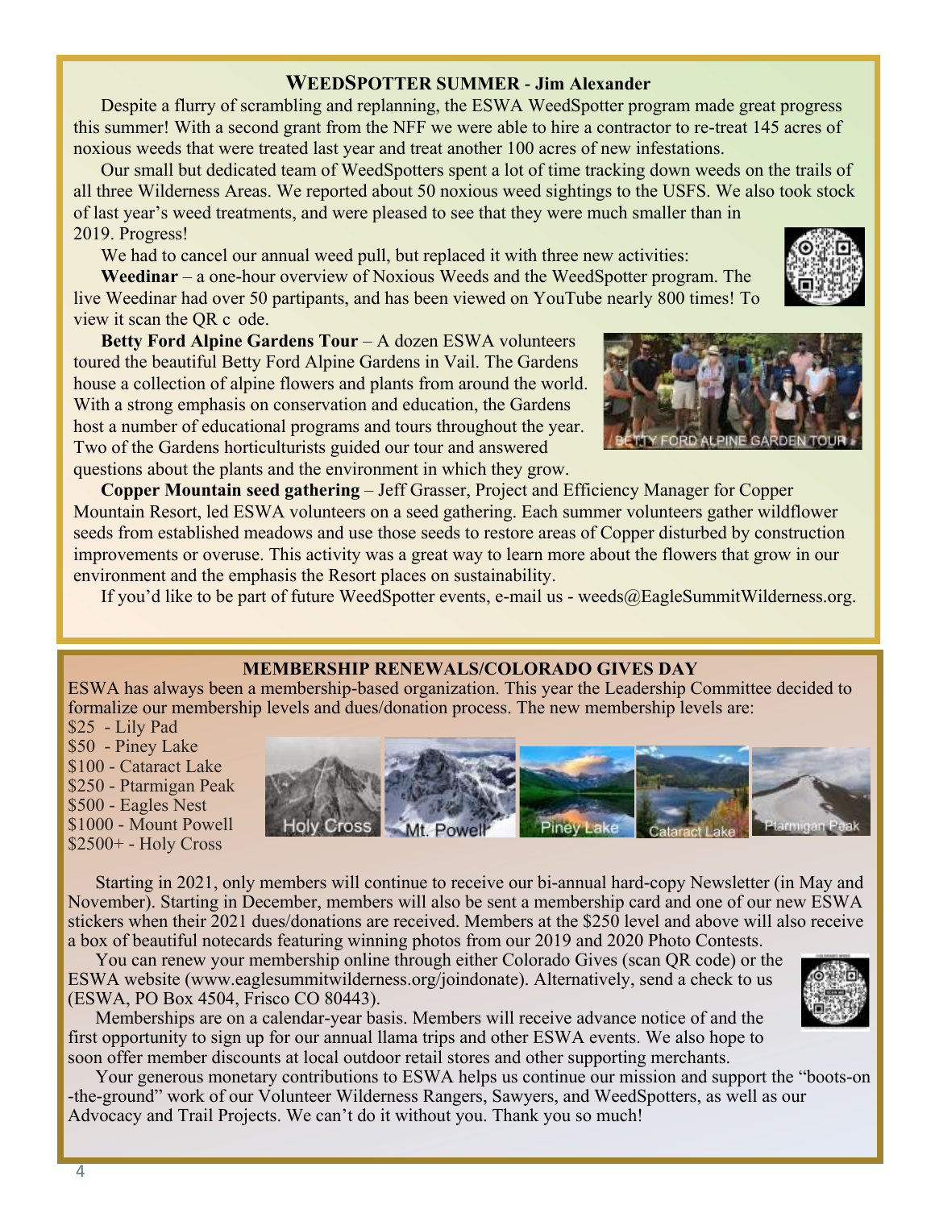## WEEDSPOTTER SUMMER - Jim Alexander

Despite a flurry of scrambling and replanning, the ESWA WeedSpotter program made great progress this summer! With a second grant from the NFF we were able to hire a contractor to re-treat 145 acres of noxious weeds that were treated last year and treat another 100 acres of new infestations.

Our small but dedicated team of WeedSpotters spent a lot of time tracking down weeds on the trails of all three Wilderness Areas. We reported about 50 noxious weed sightings to the USFS. We also took stock of last year's weed treatments, and were pleased to see that they were much smaller than in 2019. Progress!

We had to cancel our annual weed pull, but replaced it with three new activities:

**Weedinar** – a one-hour overview of Noxious Weeds and the WeedSpotter program. The live Weedinar had over 50 partipants, and has been viewed on YouTube nearly 800 times! To view it scan the QR c ode.

**Betty Ford Alpine Gardens Tour** – A dozen ESWA volunteers toured the beautiful Betty Ford Alpine Gardens in Vail. The Gardens house a collection of alpine flowers and plants from around the world. With a strong emphasis on conservation and education, the Gardens host a number of educational programs and tours throughout the year. Two of the Gardens horticulturists guided our tour and answered questions about the plants and the environment in which they grow.

BETTY FORD ALPINE GARDEN TOUR

**Copper Mountain seed gathering** – Jeff Grasser, Project and Efficiency Manager for Copper Mountain Resort, led ESWA volunteers on a seed gathering. Each summer volunteers gather wildflower seeds from established meadows and use those seeds to restore areas of Copper disturbed by construction improvements or overuse. This activity was a great way to learn more about the flowers that grow in our environment and the emphasis the Resort places on sustainability.

If you'd like to be part of future WeedSpotter events, e-mail us - weeds@EagleSummitWilderness.org.

## MEMBERSHIP RENEWALS/COLORADO GIVES DAY

ESWA has always been a membership-based organization. This year the Leadership Committee decided to formalize our membership levels and dues/donation process. The new membership levels are:

$25 - Lily Pad
$50 - Piney Lake
$100 - Cataract Lake
$250 - Ptarmigan Peak
$500 - Eagles Nest
$1000 - Mount Powell
$2500+ - Holy Cross

Holy Cross | Mt. Powell | Piney Lake | Cataract Lake | Ptarmigan Peak

Starting in 2021, only members will continue to receive our bi-annual hard-copy Newsletter (in May and November). Starting in December, members will also be sent a membership card and one of our new ESWA stickers when their 2021 dues/donations are received. Members at the $250 level and above will also receive a box of beautiful notecards featuring winning photos from our 2019 and 2020 Photo Contests.

You can renew your membership online through either Colorado Gives (scan QR code) or the ESWA website (www.eaglesummitwilderness.org/joindonate). Alternatively, send a check to us (ESWA, PO Box 4504, Frisco CO 80443).

Memberships are on a calendar-year basis. Members will receive advance notice of and the first opportunity to sign up for our annual llama trips and other ESWA events. We also hope to soon offer member discounts at local outdoor retail stores and other supporting merchants.

Your generous monetary contributions to ESWA helps us continue our mission and support the "boots-on-the-ground" work of our Volunteer Wilderness Rangers, Sawyers, and WeedSpotters, as well as our Advocacy and Trail Projects. We can't do it without you. Thank you so much!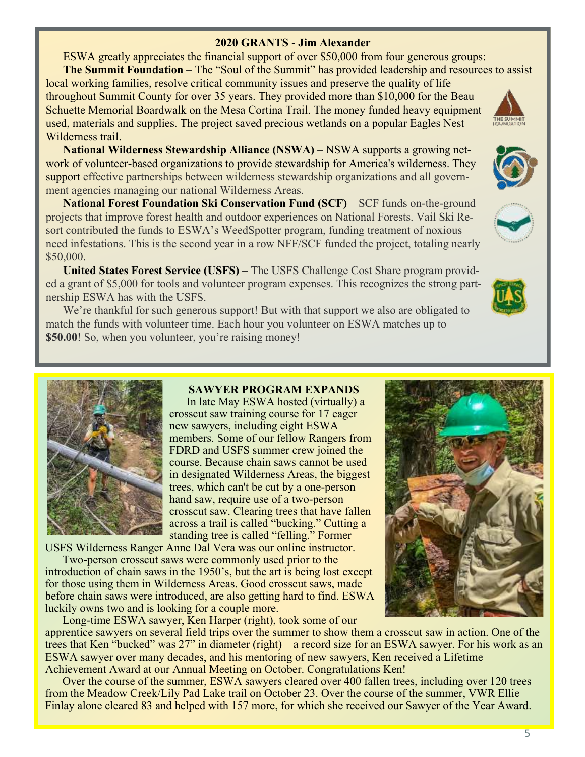## 2020 GRANTS - Jim Alexander

ESWA greatly appreciates the financial support of over $50,000 from four generous groups:

**The Summit Foundation** – The "Soul of the Summit" has provided leadership and resources to assist local working families, resolve critical community issues and preserve the quality of life throughout Summit County for over 35 years. They provided more than $10,000 for the Beau Schuette Memorial Boardwalk on the Mesa Cortina Trail. The money funded heavy equipment used, materials and supplies. The project saved precious wetlands on a popular Eagles Nest Wilderness trail.

**National Wilderness Stewardship Alliance (NSWA)** – NSWA supports a growing network of volunteer-based organizations to provide stewardship for America's wilderness. They support effective partnerships between wilderness stewardship organizations and all government agencies managing our national Wilderness Areas.

**National Forest Foundation Ski Conservation Fund (SCF)** – SCF funds on-the-ground projects that improve forest health and outdoor experiences on National Forests. Vail Ski Resort contributed the funds to ESWA's WeedSpotter program, funding treatment of noxious need infestations. This is the second year in a row NFF/SCF funded the project, totaling nearly $50,000.

**United States Forest Service (USFS)** – The USFS Challenge Cost Share program provided a grant of $5,000 for tools and volunteer program expenses. This recognizes the strong partnership ESWA has with the USFS.

We're thankful for such generous support! But with that support we also are obligated to match the funds with volunteer time. Each hour you volunteer on ESWA matches up to **$50.00**! So, when you volunteer, you're raising money!

## SAWYER PROGRAM EXPANDS

In late May ESWA hosted (virtually) a crosscut saw training course for 17 eager new sawyers, including eight ESWA members. Some of our fellow Rangers from FDRD and USFS summer crew joined the course. Because chain saws cannot be used in designated Wilderness Areas, the biggest trees, which can't be cut by a one-person hand saw, require use of a two-person crosscut saw. Clearing trees that have fallen across a trail is called "bucking." Cutting a standing tree is called "felling." Former USFS Wilderness Ranger Anne Dal Vera was our online instructor.

Two-person crosscut saws were commonly used prior to the introduction of chain saws in the 1950's, but the art is being lost except for those using them in Wilderness Areas. Good crosscut saws, made before chain saws were introduced, are also getting hard to find. ESWA luckily owns two and is looking for a couple more.

Long-time ESWA sawyer, Ken Harper (right), took some of our apprentice sawyers on several field trips over the summer to show them a crosscut saw in action. One of the trees that Ken "bucked" was 27" in diameter (right) – a record size for an ESWA sawyer. For his work as an ESWA sawyer over many decades, and his mentoring of new sawyers, Ken received a Lifetime Achievement Award at our Annual Meeting on October. Congratulations Ken!

Over the course of the summer, ESWA sawyers cleared over 400 fallen trees, including over 120 trees from the Meadow Creek/Lily Pad Lake trail on October 23. Over the course of the summer, VWR Ellie Finlay alone cleared 83 and helped with 157 more, for which she received our Sawyer of the Year Award.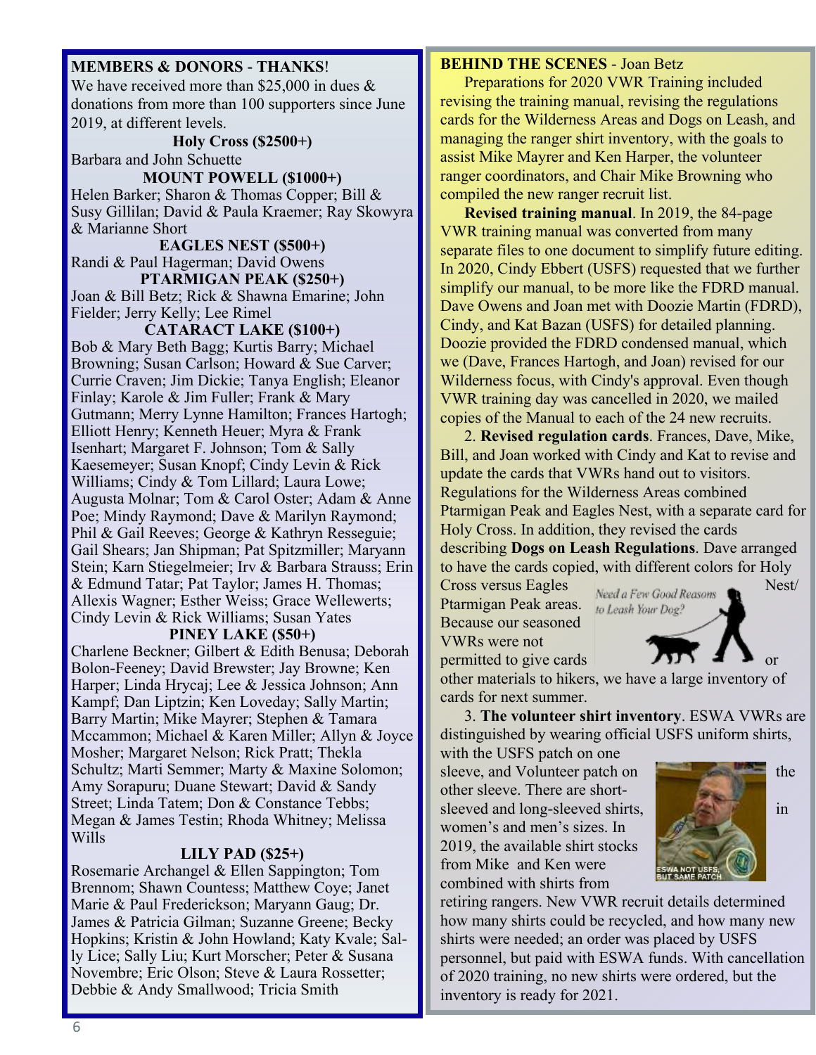## MEMBERS & DONORS - THANKS!

We have received more than $25,000 in dues & donations from more than 100 supporters since June 2019, at different levels.

**Holy Cross ($2500+)**

Barbara and John Schuette

**MOUNT POWELL ($1000+)**

Helen Barker; Sharon & Thomas Copper; Bill & Susy Gillilan; David & Paula Kraemer; Ray Skowyra & Marianne Short

**EAGLES NEST ($500+)**

Randi & Paul Hagerman; David Owens

**PTARMIGAN PEAK ($250+)**

Joan & Bill Betz; Rick & Shawna Emarine; John Fielder; Jerry Kelly; Lee Rimel

**CATARACT LAKE ($100+)**

Bob & Mary Beth Bagg; Kurtis Barry; Michael Browning; Susan Carlson; Howard & Sue Carver; Currie Craven; Jim Dickie; Tanya English; Eleanor Finlay; Karole & Jim Fuller; Frank & Mary Gutmann; Merry Lynne Hamilton; Frances Hartogh; Elliott Henry; Kenneth Heuer; Myra & Frank Isenhart; Margaret F. Johnson; Tom & Sally Kaesemeyer; Susan Knopf; Cindy Levin & Rick Williams; Cindy & Tom Lillard; Laura Lowe; Augusta Molnar; Tom & Carol Oster; Adam & Anne Poe; Mindy Raymond; Dave & Marilyn Raymond; Phil & Gail Reeves; George & Kathryn Resseguie; Gail Shears; Jan Shipman; Pat Spitzmiller; Maryann Stein; Karn Stiegelmeier; Irv & Barbara Strauss; Erin & Edmund Tatar; Pat Taylor; James H. Thomas; Allexis Wagner; Esther Weiss; Grace Wellewerts; Cindy Levin & Rick Williams; Susan Yates

**PINEY LAKE ($50+)**

Charlene Beckner; Gilbert & Edith Benusa; Deborah Bolon-Feeney; David Brewster; Jay Browne; Ken Harper; Linda Hrycaj; Lee & Jessica Johnson; Ann Kampf; Dan Liptzin; Ken Loveday; Sally Martin; Barry Martin; Mike Mayrer; Stephen & Tamara Mccammon; Michael & Karen Miller; Allyn & Joyce Mosher; Margaret Nelson; Rick Pratt; Thekla Schultz; Marti Semmer; Marty & Maxine Solomon; Amy Sorapuru; Duane Stewart; David & Sandy Street; Linda Tatem; Don & Constance Tebbs; Megan & James Testin; Rhoda Whitney; Melissa Wills

**LILY PAD ($25+)**

Rosemarie Archangel & Ellen Sappington; Tom Brennom; Shawn Countess; Matthew Coye; Janet Marie & Paul Frederickson; Maryann Gaug; Dr. James & Patricia Gilman; Suzanne Greene; Becky Hopkins; Kristin & John Howland; Katy Kvale; Sally Lice; Sally Liu; Kurt Morscher; Peter & Susana Novembre; Eric Olson; Steve & Laura Rossetter; Debbie & Andy Smallwood; Tricia Smith

## BEHIND THE SCENES - Joan Betz

Preparations for 2020 VWR Training included revising the training manual, revising the regulations cards for the Wilderness Areas and Dogs on Leash, and managing the ranger shirt inventory, with the goals to assist Mike Mayrer and Ken Harper, the volunteer ranger coordinators, and Chair Mike Browning who compiled the new ranger recruit list.

**Revised training manual**. In 2019, the 84-page VWR training manual was converted from many separate files to one document to simplify future editing. In 2020, Cindy Ebbert (USFS) requested that we further simplify our manual, to be more like the FDRD manual. Dave Owens and Joan met with Doozie Martin (FDRD), Cindy, and Kat Bazan (USFS) for detailed planning. Doozie provided the FDRD condensed manual, which we (Dave, Frances Hartogh, and Joan) revised for our Wilderness focus, with Cindy's approval. Even though VWR training day was cancelled in 2020, we mailed copies of the Manual to each of the 24 new recruits.

2. **Revised regulation cards**. Frances, Dave, Mike, Bill, and Joan worked with Cindy and Kat to revise and update the cards that VWRs hand out to visitors. Regulations for the Wilderness Areas combined Ptarmigan Peak and Eagles Nest, with a separate card for Holy Cross. In addition, they revised the cards describing **Dogs on Leash Regulations**. Dave arranged to have the cards copied, with different colors for Holy Cross versus Eagles Nest/ Ptarmigan Peak areas. Because our seasoned VWRs were not permitted to give cards or other materials to hikers, we have a large inventory of cards for next summer.

*Need a Few Good Reasons to Leash Your Dog?*

3. **The volunteer shirt inventory**. ESWA VWRs are distinguished by wearing official USFS uniform shirts, with the USFS patch on one sleeve, and Volunteer patch on the other sleeve. There are short-sleeved and long-sleeved shirts, in women's and men's sizes. In 2019, the available shirt stocks from Mike and Ken were combined with shirts from retiring rangers. New VWR recruit details determined how many shirts could be recycled, and how many new shirts were needed; an order was placed by USFS personnel, but paid with ESWA funds. With cancellation of 2020 training, no new shirts were ordered, but the inventory is ready for 2021.

ESWA NOT USFS, BUT SAME PATCH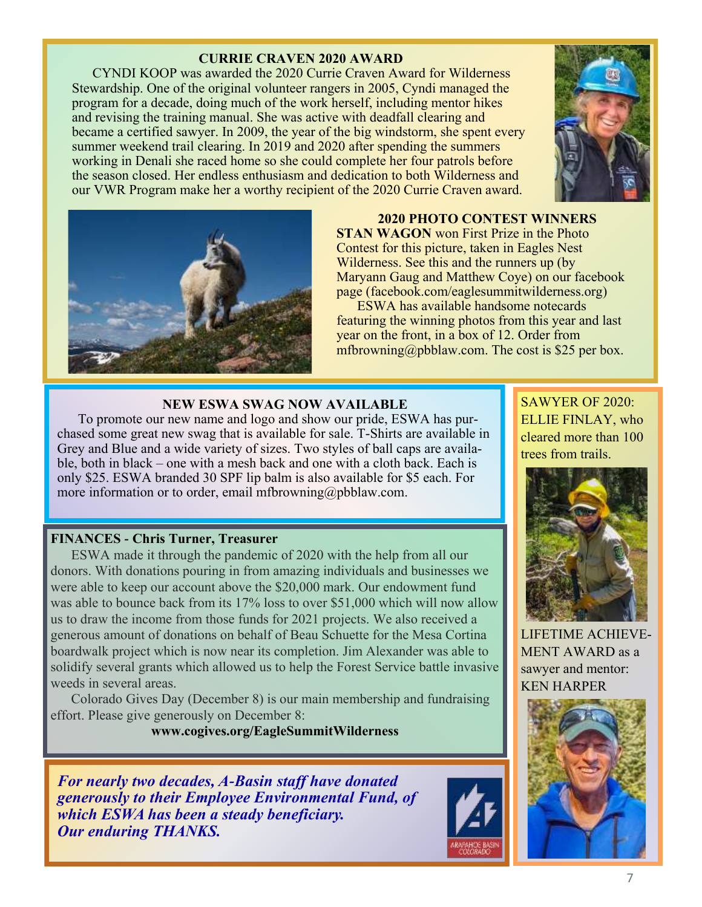## CURRIE CRAVEN 2020 AWARD

CYNDI KOOP was awarded the 2020 Currie Craven Award for Wilderness Stewardship. One of the original volunteer rangers in 2005, Cyndi managed the program for a decade, doing much of the work herself, including mentor hikes and revising the training manual. She was active with deadfall clearing and became a certified sawyer. In 2009, the year of the big windstorm, she spent every summer weekend trail clearing. In 2019 and 2020 after spending the summers working in Denali she raced home so she could complete her four patrols before the season closed. Her endless enthusiasm and dedication to both Wilderness and our VWR Program make her a worthy recipient of the 2020 Currie Craven award.

## 2020 PHOTO CONTEST WINNERS

**STAN WAGON** won First Prize in the Photo Contest for this picture, taken in Eagles Nest Wilderness. See this and the runners up (by Maryann Gaug and Matthew Coye) on our facebook page (facebook.com/eaglesummitwilderness.org)

ESWA has available handsome notecards featuring the winning photos from this year and last year on the front, in a box of 12. Order from mfbrowning@pbblaw.com. The cost is $25 per box.

## NEW ESWA SWAG NOW AVAILABLE

To promote our new name and logo and show our pride, ESWA has purchased some great new swag that is available for sale. T-Shirts are available in Grey and Blue and a wide variety of sizes. Two styles of ball caps are available, both in black – one with a mesh back and one with a cloth back. Each is only $25. ESWA branded 30 SPF lip balm is also available for $5 each. For more information or to order, email mfbrowning@pbblaw.com.

## FINANCES - Chris Turner, Treasurer

ESWA made it through the pandemic of 2020 with the help from all our donors. With donations pouring in from amazing individuals and businesses we were able to keep our account above the $20,000 mark. Our endowment fund was able to bounce back from its 17% loss to over $51,000 which will now allow us to draw the income from those funds for 2021 projects. We also received a generous amount of donations on behalf of Beau Schuette for the Mesa Cortina boardwalk project which is now near its completion. Jim Alexander was able to solidify several grants which allowed us to help the Forest Service battle invasive weeds in several areas.

Colorado Gives Day (December 8) is our main membership and fundraising effort. Please give generously on December 8:

**www.cogives.org/EagleSummitWilderness**

***For nearly two decades, A-Basin staff have donated generously to their Employee Environmental Fund, of which ESWA has been a steady beneficiary. Our enduring THANKS.***

ARAPAHOE BASIN COLORADO

SAWYER OF 2020: ELLIE FINLAY, who cleared more than 100 trees from trails.

LIFETIME ACHIEVEMENT AWARD as a sawyer and mentor: KEN HARPER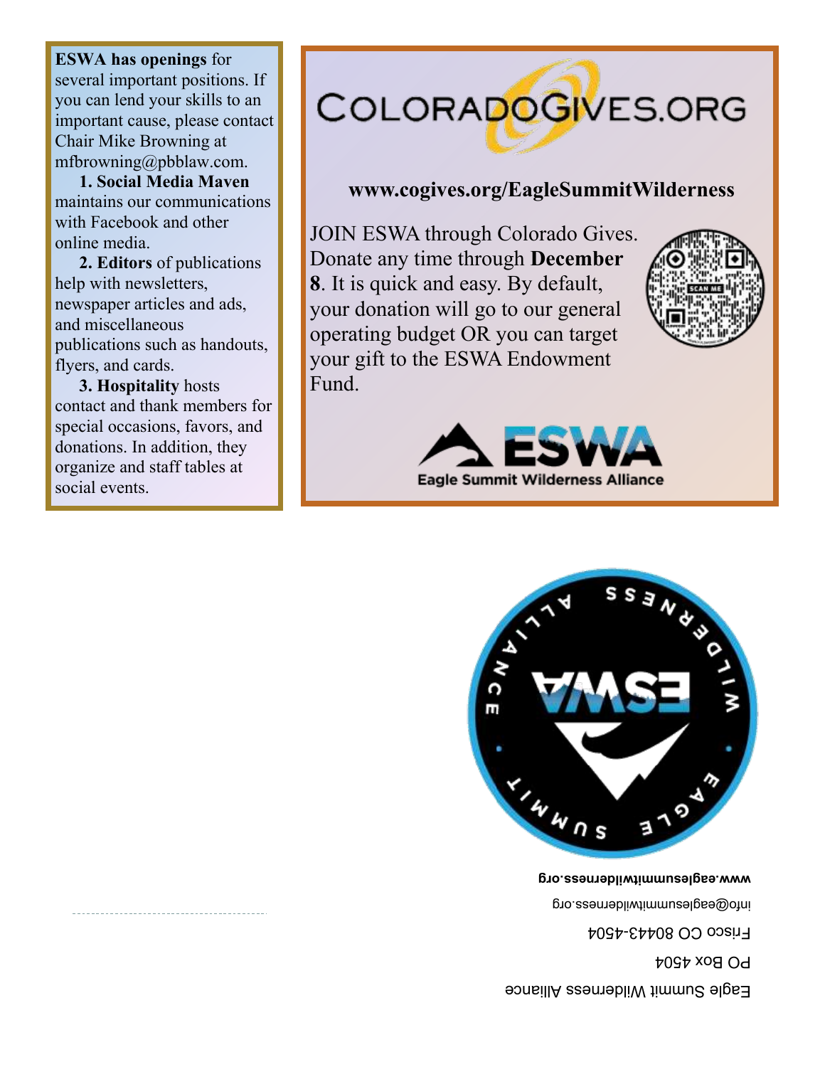**ESWA has openings** for several important positions. If you can lend your skills to an important cause, please contact Chair Mike Browning at mfbrowning@pbblaw.com.

**1. Social Media Maven** maintains our communications with Facebook and other online media.

**2. Editors** of publications help with newsletters, newspaper articles and ads, and miscellaneous publications such as handouts, flyers, and cards.

**3. Hospitality** hosts contact and thank members for special occasions, favors, and donations. In addition, they organize and staff tables at social events.

COLORADOGIVES.ORG

**www.cogives.org/EagleSummitWilderness**

JOIN ESWA through Colorado Gives. Donate any time through **December 8**. It is quick and easy. By default, your donation will go to our general operating budget OR you can target your gift to the ESWA Endowment Fund.

SCAN ME

ESWA
Eagle Summit Wilderness Alliance

ESWA
EAGLE SUMMIT WILDERNESS ALLIANCE

Eagle Summit Wilderness Alliance
PO Box 4504
Frisco CO 80443-4504
info@eaglesummitwilderness.org
**www.eaglesummitwilderness.org**